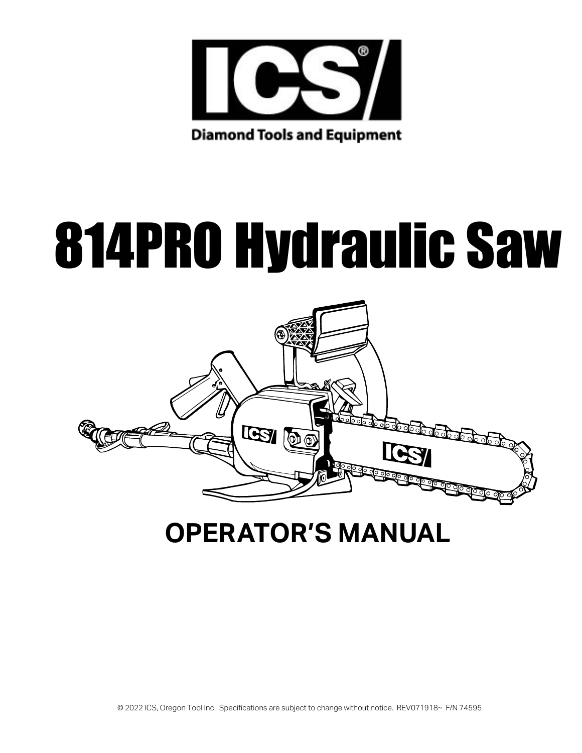ICS®

Diamond Tools and Equipment

# 814PRO Hydraulic Saw

## OPERATOR'S MANUAL

© 2022 ICS, Oregon Tool Inc. Specifications are subject to change without notice. REV071918~ F/N 74595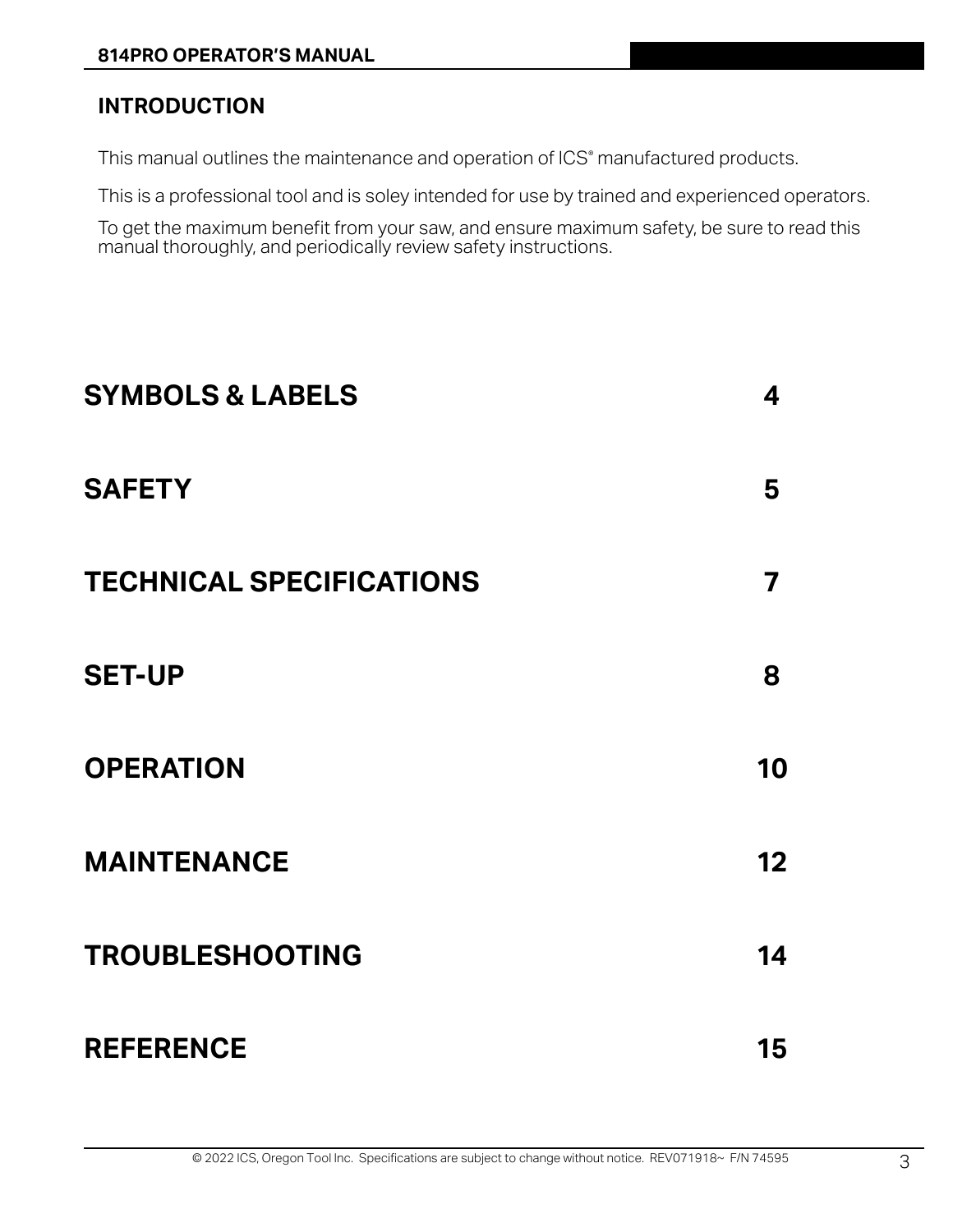## INTRODUCTION

This manual outlines the maintenance and operation of ICS® manufactured products.

This is a professional tool and is soley intended for use by trained and experienced operators.

To get the maximum benefit from your saw, and ensure maximum safety, be sure to read this manual thoroughly, and periodically review safety instructions.

| | |
|---|---|
| **SYMBOLS & LABELS** | **4** |
| **SAFETY** | **5** |
| **TECHNICAL SPECIFICATIONS** | **7** |
| **SET-UP** | **8** |
| **OPERATION** | **10** |
| **MAINTENANCE** | **12** |
| **TROUBLESHOOTING** | **14** |
| **REFERENCE** | **15** |

© 2022 ICS, Oregon Tool Inc. Specifications are subject to change without notice. REV071918~ F/N 74595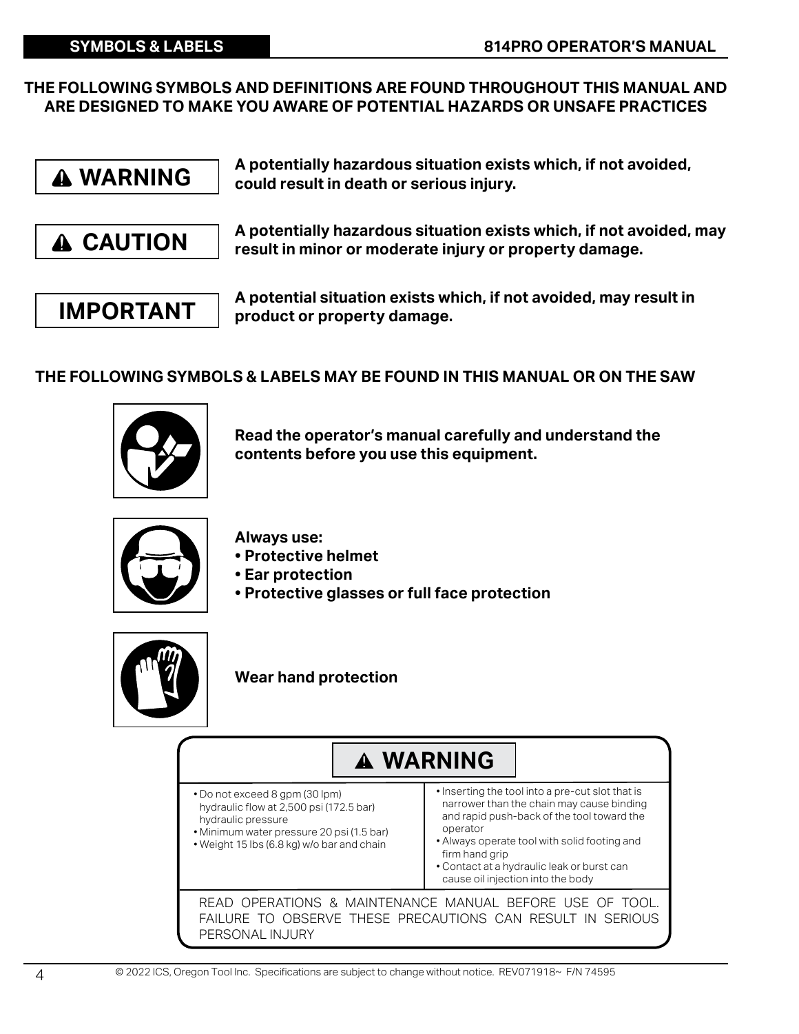**THE FOLLOWING SYMBOLS AND DEFINITIONS ARE FOUND THROUGHOUT THIS MANUAL AND ARE DESIGNED TO MAKE YOU AWARE OF POTENTIAL HAZARDS OR UNSAFE PRACTICES**

| | |
|---|---|
| **⚠ WARNING** | **A potentially hazardous situation exists which, if not avoided, could result in death or serious injury.** |
| **⚠ CAUTION** | **A potentially hazardous situation exists which, if not avoided, may result in minor or moderate injury or property damage.** |
| **IMPORTANT** | **A potential situation exists which, if not avoided, may result in product or property damage.** |

**THE FOLLOWING SYMBOLS & LABELS MAY BE FOUND IN THIS MANUAL OR ON THE SAW**

**Read the operator's manual carefully and understand the contents before you use this equipment.**

**Always use:**
- **Protective helmet**
- **Ear protection**
- **Protective glasses or full face protection**

**Wear hand protection**

**⚠ WARNING**

- Do not exceed 8 gpm (30 lpm) hydraulic flow at 2,500 psi (172.5 bar) hydraulic pressure
- Minimum water pressure 20 psi (1.5 bar)
- Weight 15 lbs (6.8 kg) w/o bar and chain
- Inserting the tool into a pre-cut slot that is narrower than the chain may cause binding and rapid push-back of the tool toward the operator
- Always operate tool with solid footing and firm hand grip
- Contact at a hydraulic leak or burst can cause oil injection into the body

READ OPERATIONS & MAINTENANCE MANUAL BEFORE USE OF TOOL. FAILURE TO OBSERVE THESE PRECAUTIONS CAN RESULT IN SERIOUS PERSONAL INJURY

© 2022 ICS, Oregon Tool Inc. Specifications are subject to change without notice. REV071918~ F/N 74595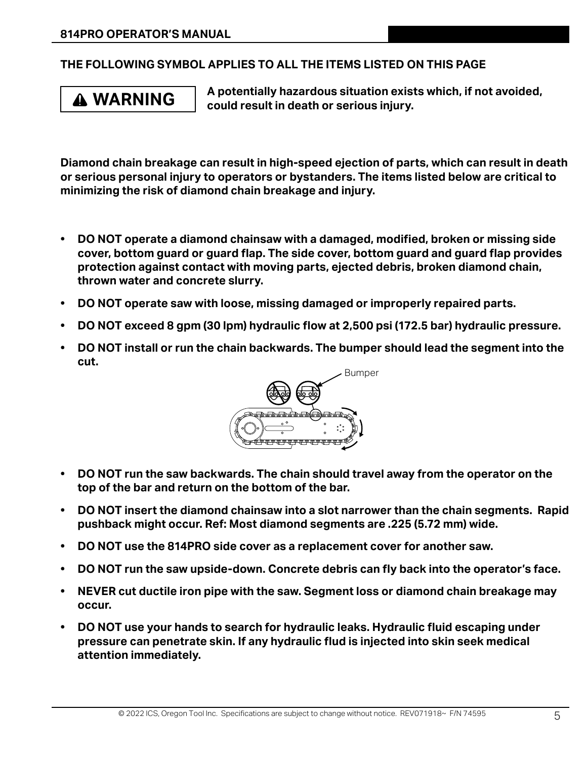**THE FOLLOWING SYMBOL APPLIES TO ALL THE ITEMS LISTED ON THIS PAGE**

**⚠ WARNING** — **A potentially hazardous situation exists which, if not avoided, could result in death or serious injury.**

**Diamond chain breakage can result in high-speed ejection of parts, which can result in death or serious personal injury to operators or bystanders. The items listed below are critical to minimizing the risk of diamond chain breakage and injury.**

- **DO NOT operate a diamond chainsaw with a damaged, modified, broken or missing side cover, bottom guard or guard flap. The side cover, bottom guard and guard flap provides protection against contact with moving parts, ejected debris, broken diamond chain, thrown water and concrete slurry.**
- **DO NOT operate saw with loose, missing damaged or improperly repaired parts.**
- **DO NOT exceed 8 gpm (30 lpm) hydraulic flow at 2,500 psi (172.5 bar) hydraulic pressure.**
- **DO NOT install or run the chain backwards. The bumper should lead the segment into the cut.**

Bumper

- **DO NOT run the saw backwards. The chain should travel away from the operator on the top of the bar and return on the bottom of the bar.**
- **DO NOT insert the diamond chainsaw into a slot narrower than the chain segments. Rapid pushback might occur. Ref: Most diamond segments are .225 (5.72 mm) wide.**
- **DO NOT use the 814PRO side cover as a replacement cover for another saw.**
- **DO NOT run the saw upside-down. Concrete debris can fly back into the operator's face.**
- **NEVER cut ductile iron pipe with the saw. Segment loss or diamond chain breakage may occur.**
- **DO NOT use your hands to search for hydraulic leaks. Hydraulic fluid escaping under pressure can penetrate skin. If any hydraulic flud is injected into skin seek medical attention immediately.**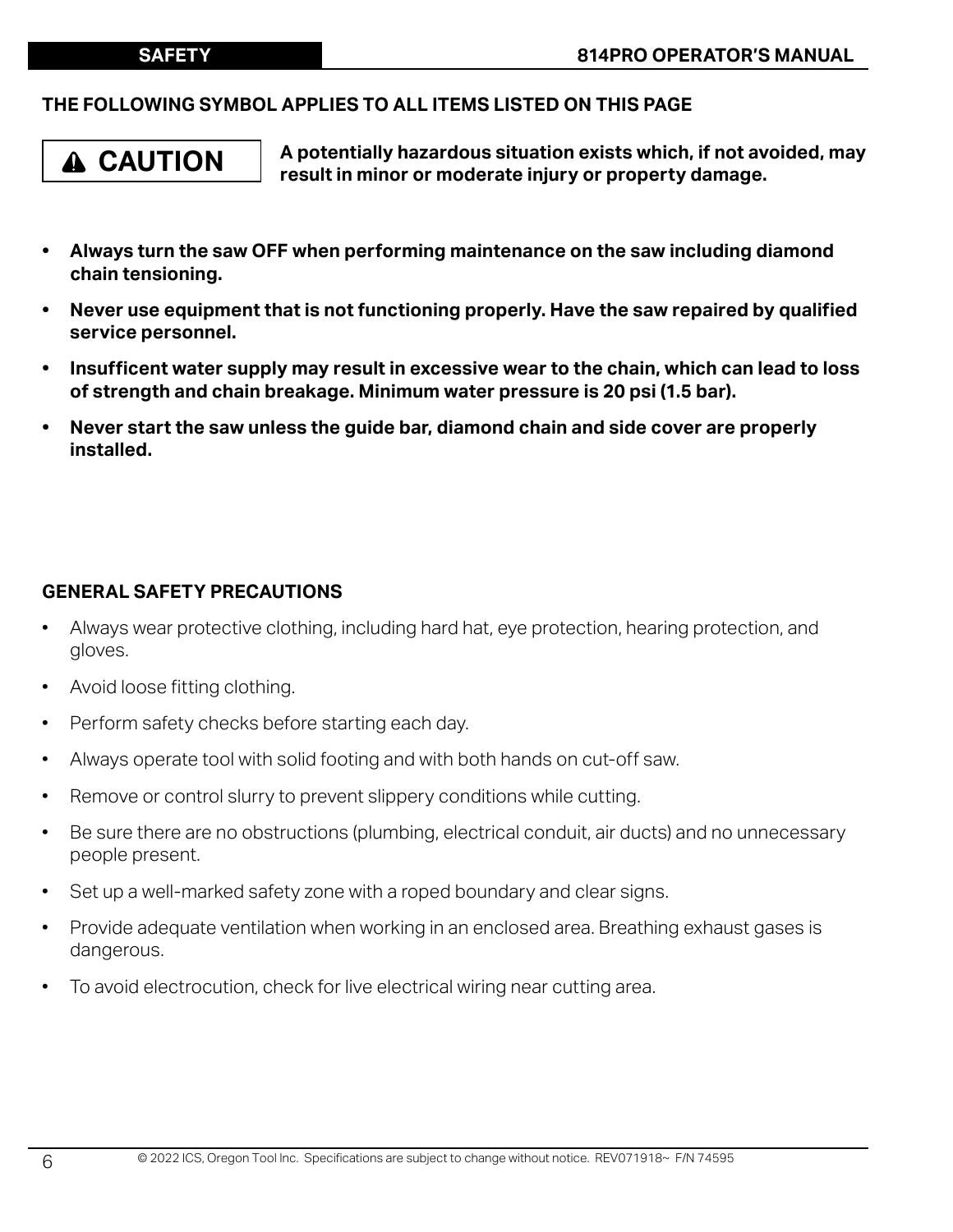**THE FOLLOWING SYMBOL APPLIES TO ALL ITEMS LISTED ON THIS PAGE**

**⚠ CAUTION**

**A potentially hazardous situation exists which, if not avoided, may result in minor or moderate injury or property damage.**

- **Always turn the saw OFF when performing maintenance on the saw including diamond chain tensioning.**
- **Never use equipment that is not functioning properly. Have the saw repaired by qualified service personnel.**
- **Insufficent water supply may result in excessive wear to the chain, which can lead to loss of strength and chain breakage. Minimum water pressure is 20 psi (1.5 bar).**
- **Never start the saw unless the guide bar, diamond chain and side cover are properly installed.**

## GENERAL SAFETY PRECAUTIONS

- Always wear protective clothing, including hard hat, eye protection, hearing protection, and gloves.
- Avoid loose fitting clothing.
- Perform safety checks before starting each day.
- Always operate tool with solid footing and with both hands on cut-off saw.
- Remove or control slurry to prevent slippery conditions while cutting.
- Be sure there are no obstructions (plumbing, electrical conduit, air ducts) and no unnecessary people present.
- Set up a well-marked safety zone with a roped boundary and clear signs.
- Provide adequate ventilation when working in an enclosed area. Breathing exhaust gases is dangerous.
- To avoid electrocution, check for live electrical wiring near cutting area.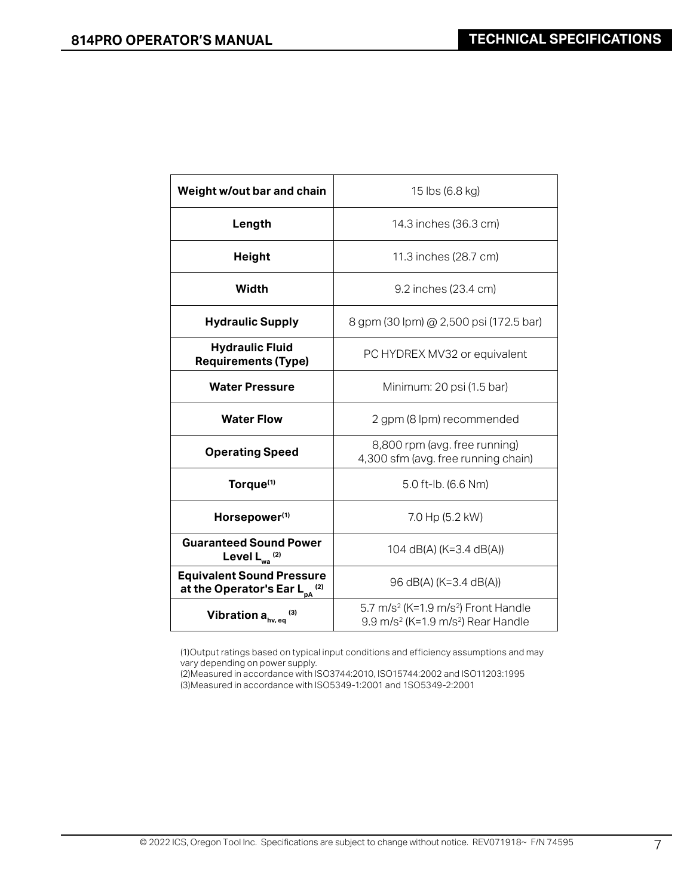| Weight w/out bar and chain | 15 lbs (6.8 kg) |
|---|---|
| Length | 14.3 inches (36.3 cm) |
| Height | 11.3 inches (28.7 cm) |
| Width | 9.2 inches (23.4 cm) |
| Hydraulic Supply | 8 gpm (30 lpm) @ 2,500 psi (172.5 bar) |
| Hydraulic Fluid Requirements (Type) | PC HYDREX MV32 or equivalent |
| Water Pressure | Minimum: 20 psi (1.5 bar) |
| Water Flow | 2 gpm (8 lpm) recommended |
| Operating Speed | 8,800 rpm (avg. free running)<br>4,300 sfm (avg. free running chain) |
| Torque(1) | 5.0 ft-lb. (6.6 Nm) |
| Horsepower(1) | 7.0 Hp (5.2 kW) |
| Guaranteed Sound Power Level $L_{wa}$ (2) | 104 dB(A) (K=3.4 dB(A)) |
| Equivalent Sound Pressure at the Operator's Ear $L_{pA}$ (2) | 96 dB(A) (K=3.4 dB(A)) |
| Vibration $a_{hv, eq}$ (3) | 5.7 $m/s^2$ (K=1.9 $m/s^2$) Front Handle<br>9.9 $m/s^2$ (K=1.9 $m/s^2$) Rear Handle |

(1)Output ratings based on typical input conditions and efficiency assumptions and may vary depending on power supply.
(2)Measured in accordance with ISO3744:2010, ISO15744:2002 and ISO11203:1995
(3)Measured in accordance with ISO5349-1:2001 and 1SO5349-2:2001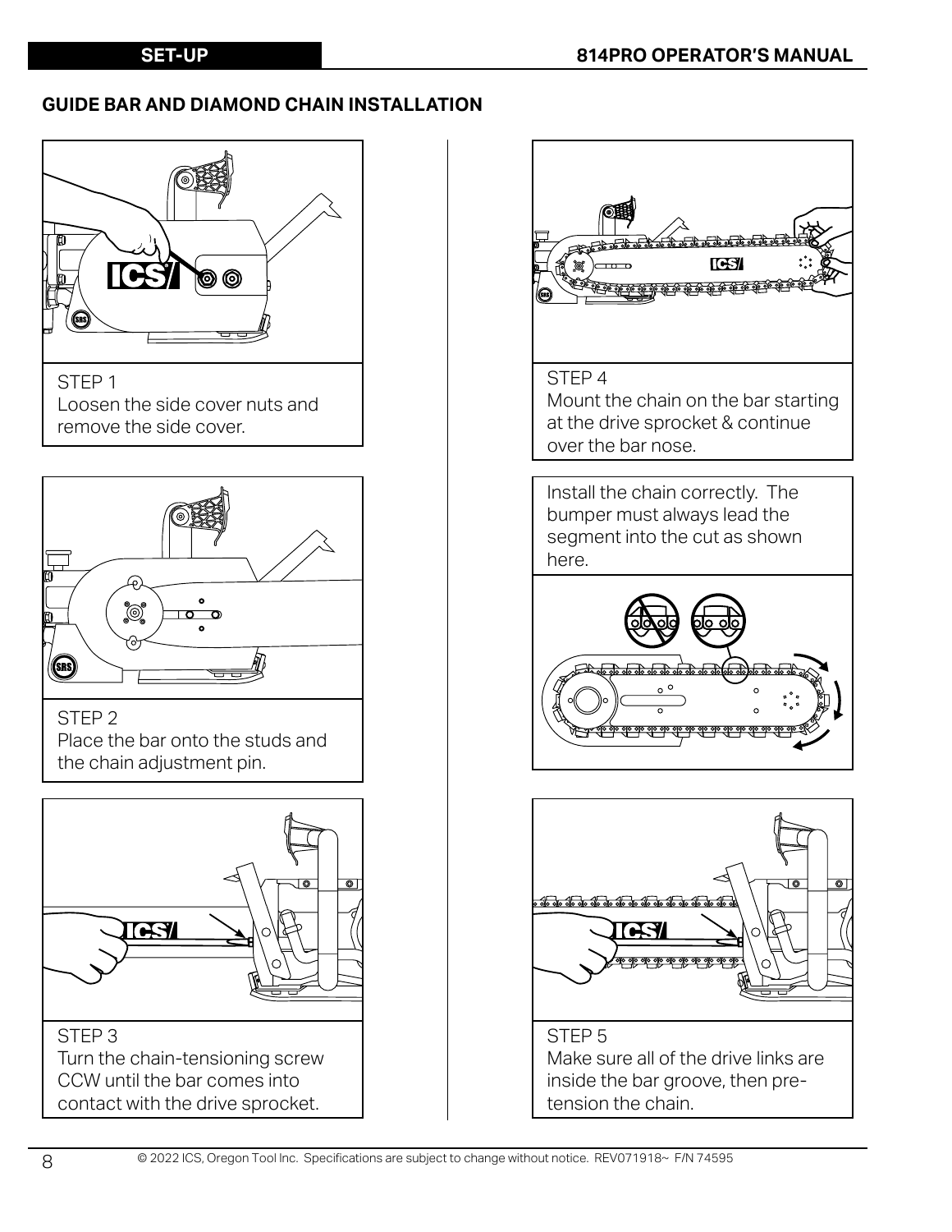## GUIDE BAR AND DIAMOND CHAIN INSTALLATION

STEP 1
Loosen the side cover nuts and remove the side cover.

STEP 2
Place the bar onto the studs and the chain adjustment pin.

STEP 3
Turn the chain-tensioning screw CCW until the bar comes into contact with the drive sprocket.

STEP 4
Mount the chain on the bar starting at the drive sprocket & continue over the bar nose.

Install the chain correctly. The bumper must always lead the segment into the cut as shown here.

STEP 5
Make sure all of the drive links are inside the bar groove, then pre-tension the chain.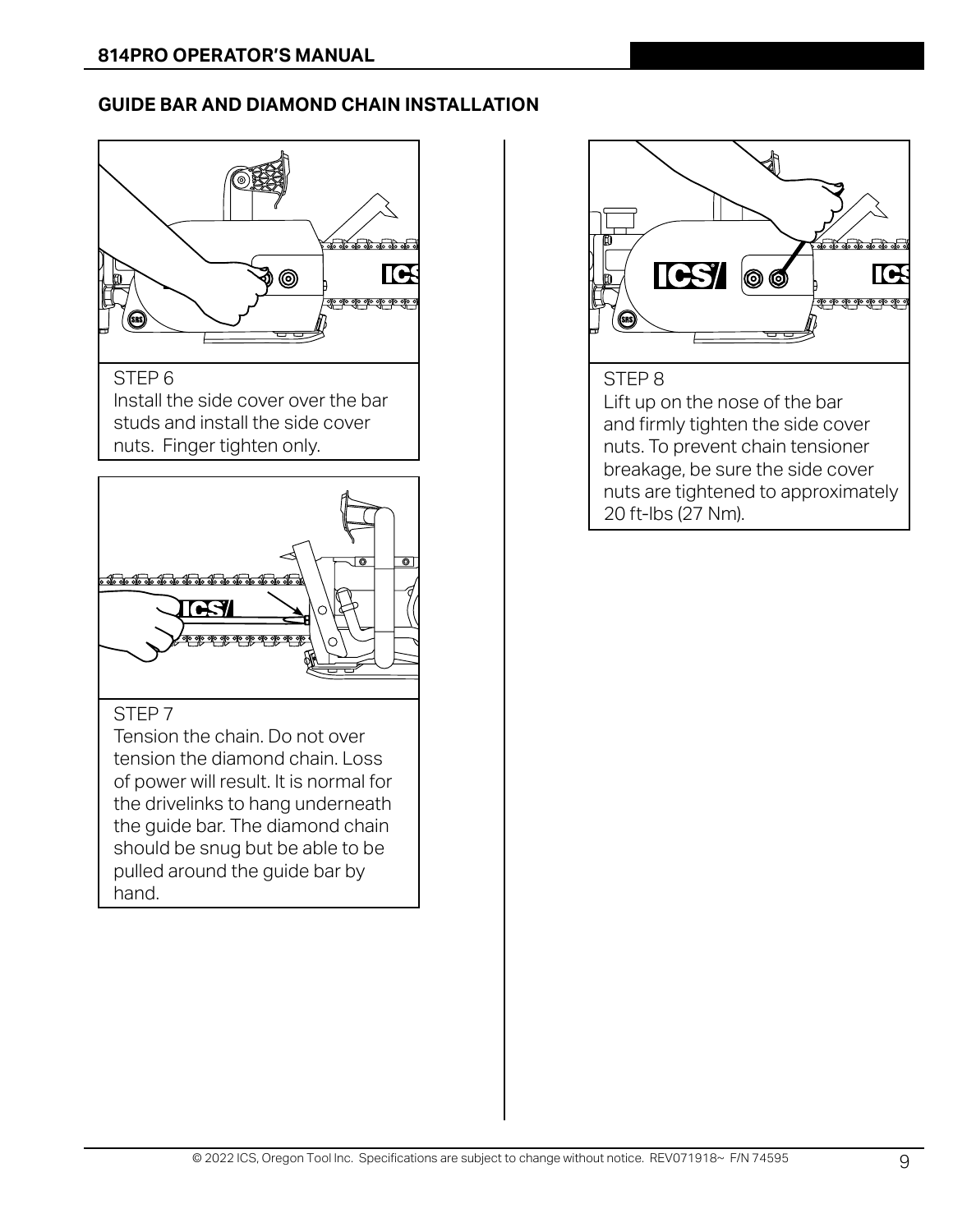## GUIDE BAR AND DIAMOND CHAIN INSTALLATION

STEP 6
Install the side cover over the bar studs and install the side cover nuts. Finger tighten only.

STEP 7
Tension the chain. Do not over tension the diamond chain. Loss of power will result. It is normal for the drivelinks to hang underneath the guide bar. The diamond chain should be snug but be able to be pulled around the guide bar by hand.

STEP 8
Lift up on the nose of the bar and firmly tighten the side cover nuts. To prevent chain tensioner breakage, be sure the side cover nuts are tightened to approximately 20 ft-lbs (27 Nm).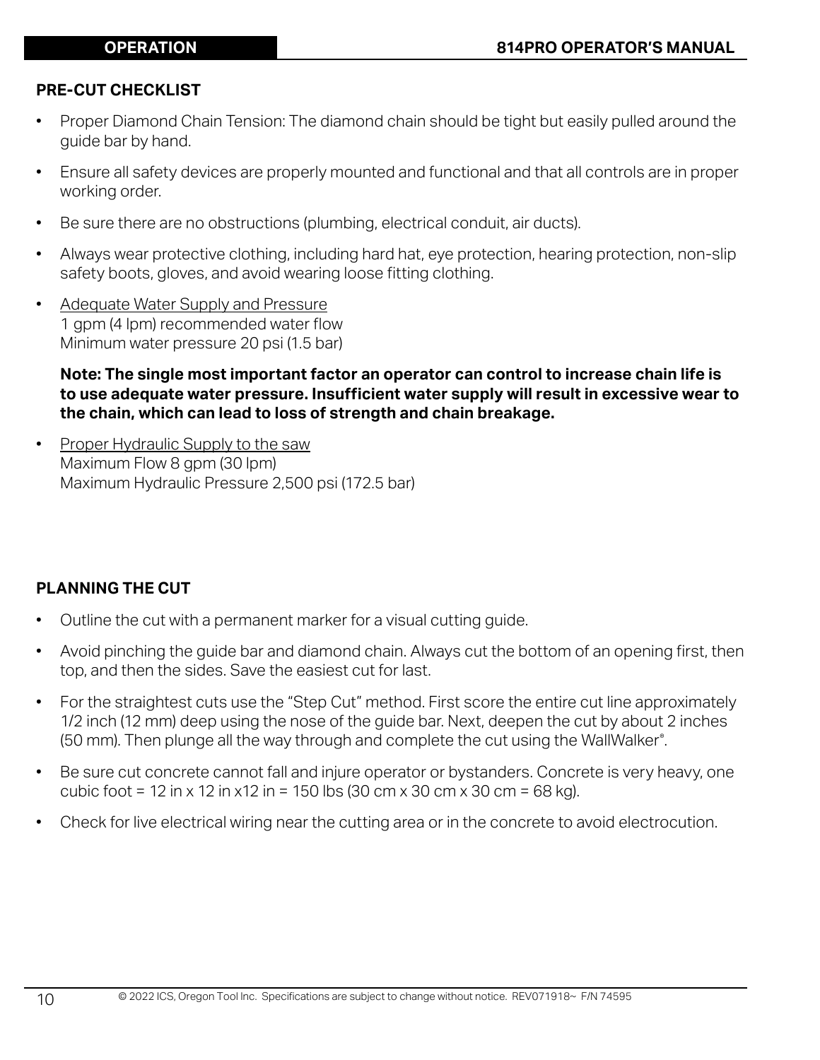## PRE-CUT CHECKLIST

- Proper Diamond Chain Tension: The diamond chain should be tight but easily pulled around the guide bar by hand.
- Ensure all safety devices are properly mounted and functional and that all controls are in proper working order.
- Be sure there are no obstructions (plumbing, electrical conduit, air ducts).
- Always wear protective clothing, including hard hat, eye protection, hearing protection, non-slip safety boots, gloves, and avoid wearing loose fitting clothing.
- <u>Adequate Water Supply and Pressure</u>
  1 gpm (4 lpm) recommended water flow
  Minimum water pressure 20 psi (1.5 bar)

  **Note: The single most important factor an operator can control to increase chain life is to use adequate water pressure. Insufficient water supply will result in excessive wear to the chain, which can lead to loss of strength and chain breakage.**

- <u>Proper Hydraulic Supply to the saw</u>
  Maximum Flow 8 gpm (30 lpm)
  Maximum Hydraulic Pressure 2,500 psi (172.5 bar)

## PLANNING THE CUT

- Outline the cut with a permanent marker for a visual cutting guide.
- Avoid pinching the guide bar and diamond chain. Always cut the bottom of an opening first, then top, and then the sides. Save the easiest cut for last.
- For the straightest cuts use the "Step Cut" method. First score the entire cut line approximately 1/2 inch (12 mm) deep using the nose of the guide bar. Next, deepen the cut by about 2 inches (50 mm). Then plunge all the way through and complete the cut using the WallWalker®.
- Be sure cut concrete cannot fall and injure operator or bystanders. Concrete is very heavy, one cubic foot = 12 in x 12 in x12 in = 150 lbs (30 cm x 30 cm x 30 cm = 68 kg).
- Check for live electrical wiring near the cutting area or in the concrete to avoid electrocution.

© 2022 ICS, Oregon Tool Inc. Specifications are subject to change without notice. REV071918~ F/N 74595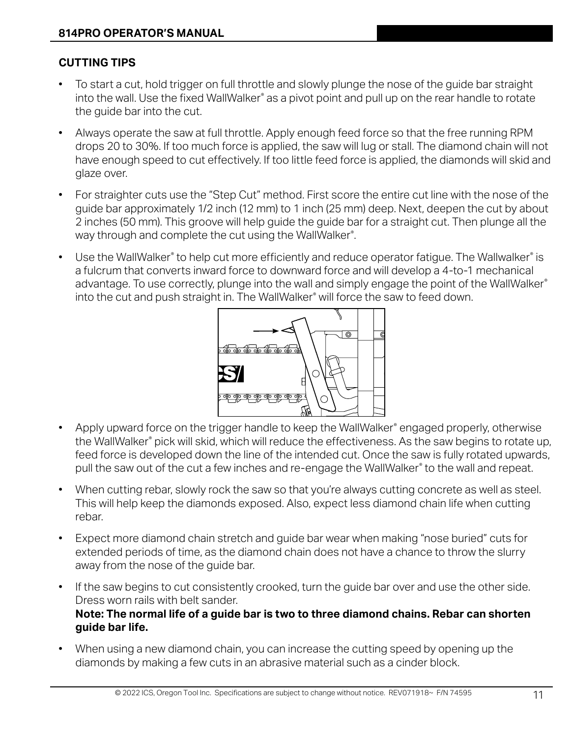## CUTTING TIPS

- To start a cut, hold trigger on full throttle and slowly plunge the nose of the guide bar straight into the wall. Use the fixed WallWalker® as a pivot point and pull up on the rear handle to rotate the guide bar into the cut.
- Always operate the saw at full throttle. Apply enough feed force so that the free running RPM drops 20 to 30%. If too much force is applied, the saw will lug or stall. The diamond chain will not have enough speed to cut effectively. If too little feed force is applied, the diamonds will skid and glaze over.
- For straighter cuts use the "Step Cut" method. First score the entire cut line with the nose of the guide bar approximately 1/2 inch (12 mm) to 1 inch (25 mm) deep. Next, deepen the cut by about 2 inches (50 mm). This groove will help guide the guide bar for a straight cut. Then plunge all the way through and complete the cut using the WallWalker®.
- Use the WallWalker® to help cut more efficiently and reduce operator fatigue. The Wallwalker® is a fulcrum that converts inward force to downward force and will develop a 4-to-1 mechanical advantage. To use correctly, plunge into the wall and simply engage the point of the WallWalker® into the cut and push straight in. The WallWalker® will force the saw to feed down.
- Apply upward force on the trigger handle to keep the WallWalker® engaged properly, otherwise the WallWalker® pick will skid, which will reduce the effectiveness. As the saw begins to rotate up, feed force is developed down the line of the intended cut. Once the saw is fully rotated upwards, pull the saw out of the cut a few inches and re-engage the WallWalker® to the wall and repeat.
- When cutting rebar, slowly rock the saw so that you're always cutting concrete as well as steel. This will help keep the diamonds exposed. Also, expect less diamond chain life when cutting rebar.
- Expect more diamond chain stretch and guide bar wear when making "nose buried" cuts for extended periods of time, as the diamond chain does not have a chance to throw the slurry away from the nose of the guide bar.
- If the saw begins to cut consistently crooked, turn the guide bar over and use the other side. Dress worn rails with belt sander.
  **Note: The normal life of a guide bar is two to three diamond chains. Rebar can shorten guide bar life.**
- When using a new diamond chain, you can increase the cutting speed by opening up the diamonds by making a few cuts in an abrasive material such as a cinder block.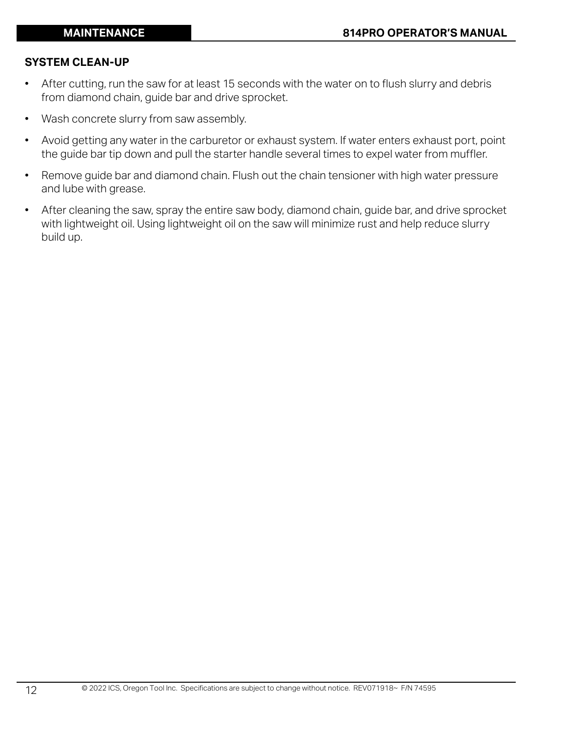## SYSTEM CLEAN-UP

- After cutting, run the saw for at least 15 seconds with the water on to flush slurry and debris from diamond chain, guide bar and drive sprocket.
- Wash concrete slurry from saw assembly.
- Avoid getting any water in the carburetor or exhaust system. If water enters exhaust port, point the guide bar tip down and pull the starter handle several times to expel water from muffler.
- Remove guide bar and diamond chain. Flush out the chain tensioner with high water pressure and lube with grease.
- After cleaning the saw, spray the entire saw body, diamond chain, guide bar, and drive sprocket with lightweight oil. Using lightweight oil on the saw will minimize rust and help reduce slurry build up.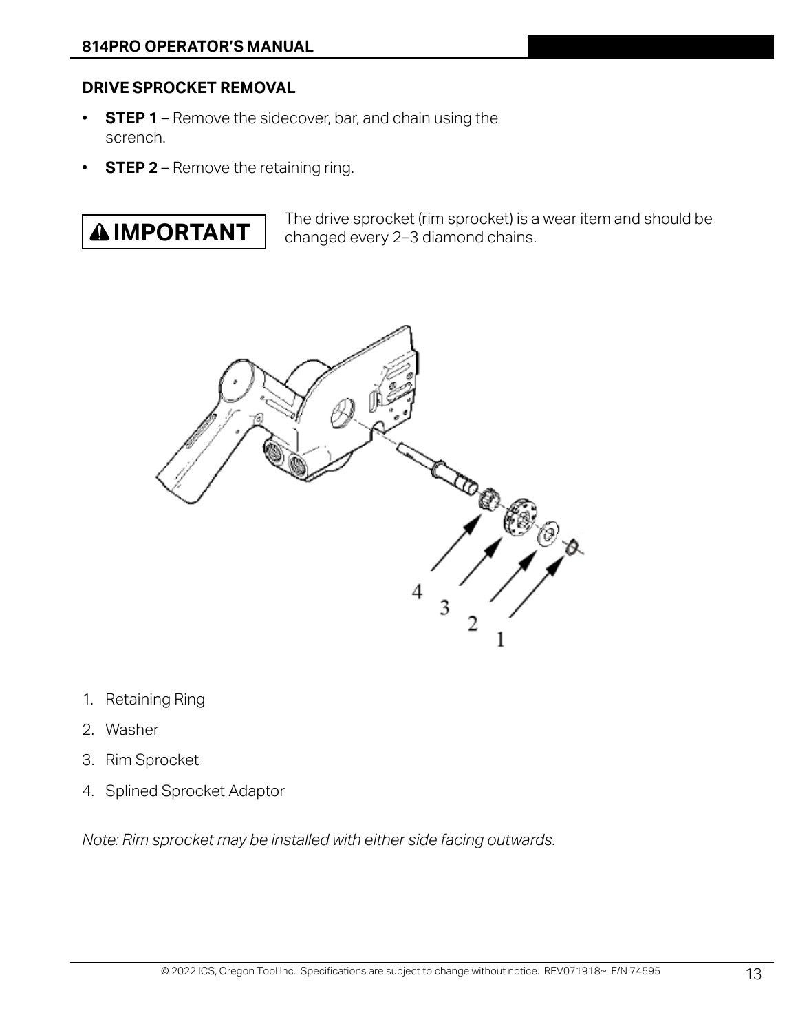## DRIVE SPROCKET REMOVAL

- **STEP 1** – Remove the sidecover, bar, and chain using the scrench.
- **STEP 2** – Remove the retaining ring.

**⚠ IMPORTANT** The drive sprocket (rim sprocket) is a wear item and should be changed every 2–3 diamond chains.

1. Retaining Ring
2. Washer
3. Rim Sprocket
4. Splined Sprocket Adaptor

*Note: Rim sprocket may be installed with either side facing outwards.*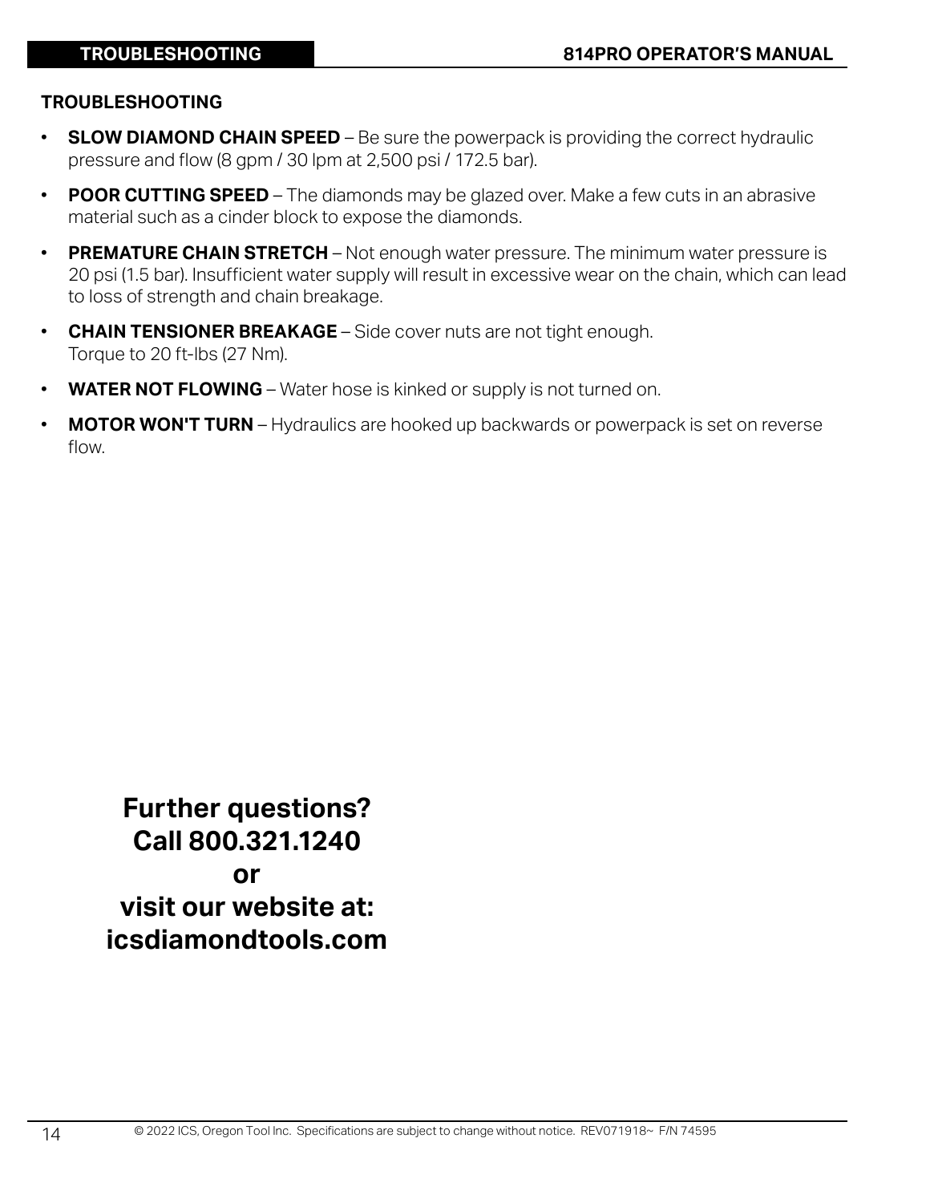## TROUBLESHOOTING

- **SLOW DIAMOND CHAIN SPEED** – Be sure the powerpack is providing the correct hydraulic pressure and flow (8 gpm / 30 lpm at 2,500 psi / 172.5 bar).
- **POOR CUTTING SPEED** – The diamonds may be glazed over. Make a few cuts in an abrasive material such as a cinder block to expose the diamonds.
- **PREMATURE CHAIN STRETCH** – Not enough water pressure. The minimum water pressure is 20 psi (1.5 bar). Insufficient water supply will result in excessive wear on the chain, which can lead to loss of strength and chain breakage.
- **CHAIN TENSIONER BREAKAGE** – Side cover nuts are not tight enough. Torque to 20 ft-lbs (27 Nm).
- **WATER NOT FLOWING** – Water hose is kinked or supply is not turned on.
- **MOTOR WON'T TURN** – Hydraulics are hooked up backwards or powerpack is set on reverse flow.

**Further questions?**
**Call 800.321.1240**
**or**
**visit our website at:**
**icsdiamondtools.com**

© 2022 ICS, Oregon Tool Inc. Specifications are subject to change without notice. REV071918~ F/N 74595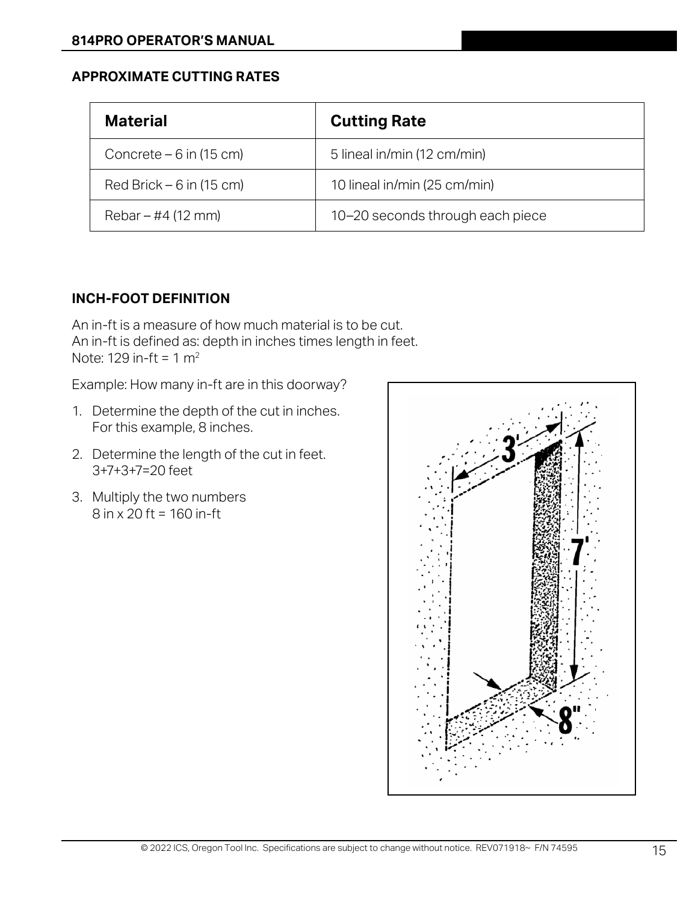## APPROXIMATE CUTTING RATES

| Material | Cutting Rate |
| --- | --- |
| Concrete – 6 in (15 cm) | 5 lineal in/min (12 cm/min) |
| Red Brick – 6 in (15 cm) | 10 lineal in/min (25 cm/min) |
| Rebar – #4 (12 mm) | 10–20 seconds through each piece |

## INCH-FOOT DEFINITION

An in-ft is a measure of how much material is to be cut.
An in-ft is defined as: depth in inches times length in feet.
Note: 129 in-ft = 1 $m^2$

Example: How many in-ft are in this doorway?

1. Determine the depth of the cut in inches. For this example, 8 inches.
2. Determine the length of the cut in feet. 3+7+3+7=20 feet
3. Multiply the two numbers 8 in x 20 ft = 160 in-ft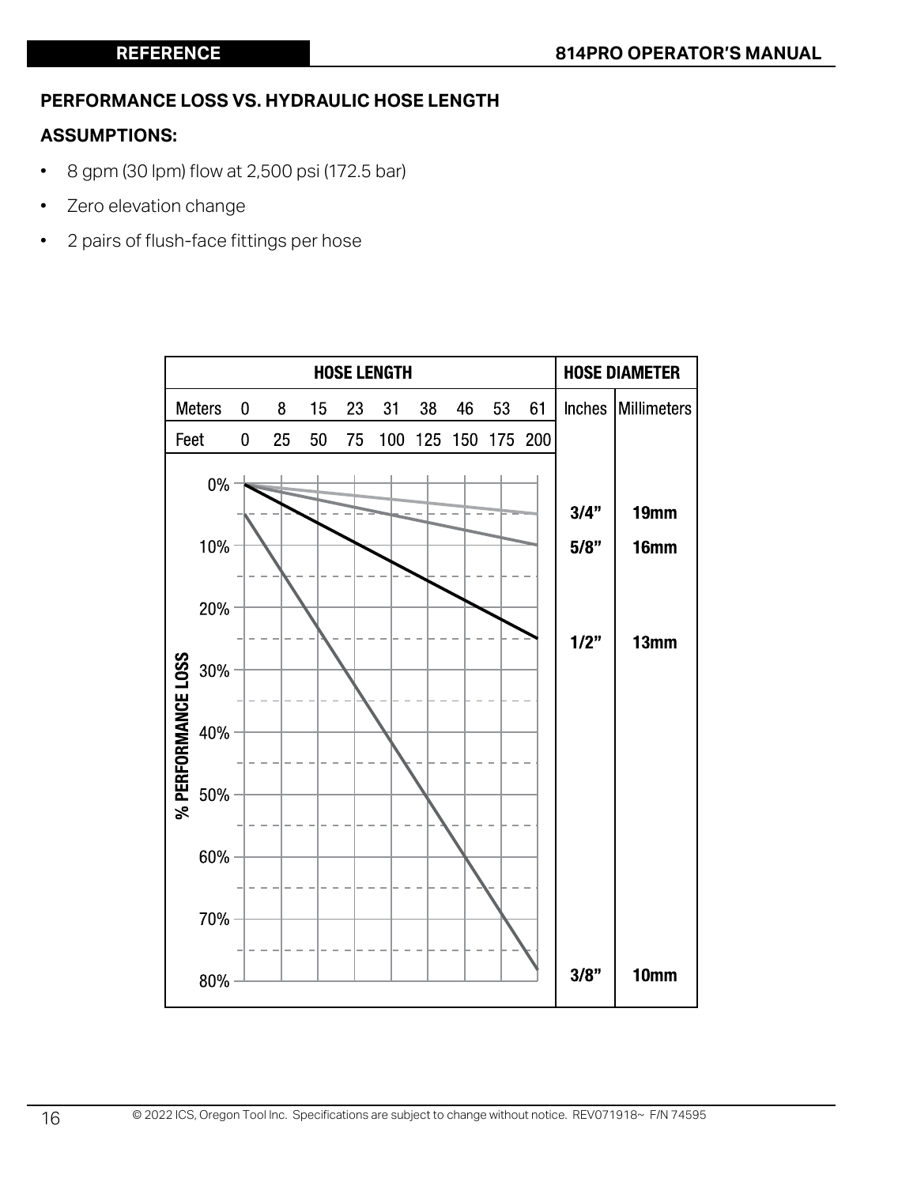## PERFORMANCE LOSS VS. HYDRAULIC HOSE LENGTH

### ASSUMPTIONS:

- 8 gpm (30 lpm) flow at 2,500 psi (172.5 bar)
- Zero elevation change
- 2 pairs of flush-face fittings per hose

| HOSE LENGTH | | | | | | | | | | HOSE DIAMETER | |
|---|---|---|---|---|---|---|---|---|---|---|---|
| Meters | 0 | 8 | 15 | 23 | 31 | 38 | 46 | 53 | 61 | Inches | Millimeters |
| Feet | 0 | 25 | 50 | 75 | 100 | 125 | 150 | 175 | 200 | | |

% PERFORMANCE LOSS (0% – 80%)

| Inches | Millimeters |
|---|---|
| 3/4" | 19mm |
| 5/8" | 16mm |
| 1/2" | 13mm |
| 3/8" | 10mm |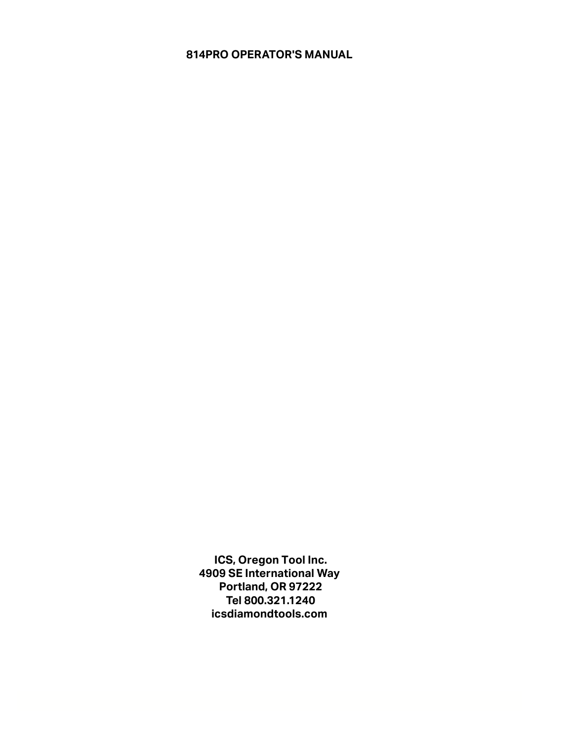**814PRO OPERATOR'S MANUAL**

**ICS, Oregon Tool Inc.**
**4909 SE International Way**
**Portland, OR 97222**
**Tel 800.321.1240**
**icsdiamondtools.com**